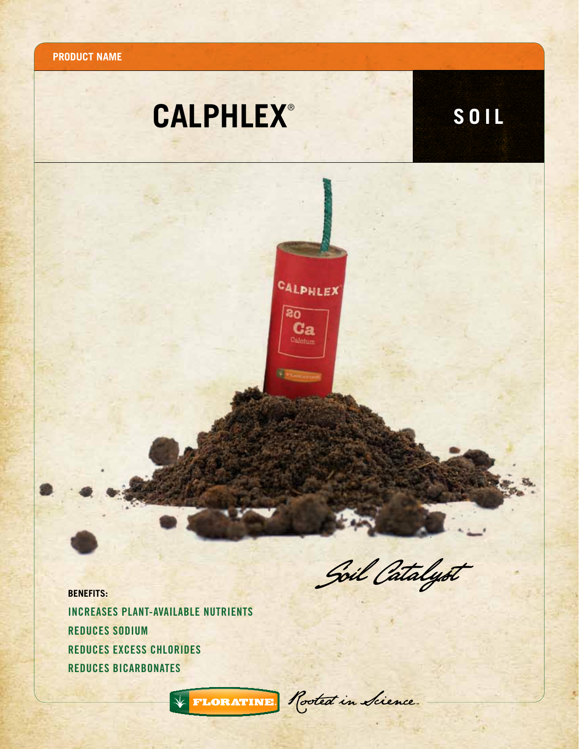PRODUCT NAME

# CALPHLEX®

**SOIL**

*Soil Catalyst*

**BENEFITS:**

- INCREASES PLANT-AVAILABLE NUTRIENTS
- REDUCES SODIUM
- REDUCES EXCESS CHLORIDES
- REDUCES BICARBONATES

FLORATINE. *Rooted in Science.*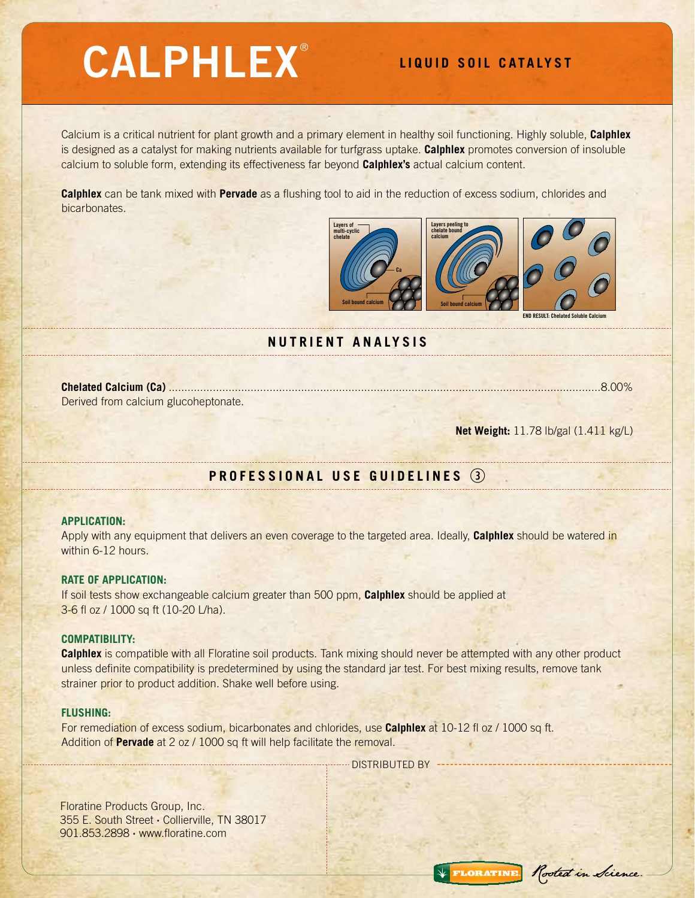# CALPHLEX®

**LIQUID SOIL CATALYST**

Calcium is a critical nutrient for plant growth and a primary element in healthy soil functioning. Highly soluble, **Calphlex** is designed as a catalyst for making nutrients available for turfgrass uptake. **Calphlex** promotes conversion of insoluble calcium to soluble form, extending its effectiveness far beyond **Calphlex's** actual calcium content.

**Calphlex** can be tank mixed with **Pervade** as a flushing tool to aid in the reduction of excess sodium, chlorides and bicarbonates.

Layers of multi-cyclic chelate

Ca

Soil bound calcium

Layers peeling to chelate bound calcium

Soil bound calcium

END RESULT: Chelated Soluble Calcium

## NUTRIENT ANALYSIS

**Chelated Calcium (Ca)** .......... 8.00%

Derived from calcium glucoheptonate.

**Net Weight:** 11.78 lb/gal (1.411 kg/L)

## PROFESSIONAL USE GUIDELINES ③

### APPLICATION:

Apply with any equipment that delivers an even coverage to the targeted area. Ideally, **Calphlex** should be watered in within 6-12 hours.

### RATE OF APPLICATION:

If soil tests show exchangeable calcium greater than 500 ppm, **Calphlex** should be applied at 3-6 fl oz / 1000 sq ft (10-20 L/ha).

### COMPATIBILITY:

**Calphlex** is compatible with all Floratine soil products. Tank mixing should never be attempted with any other product unless definite compatibility is predetermined by using the standard jar test. For best mixing results, remove tank strainer prior to product addition. Shake well before using.

### FLUSHING:

For remediation of excess sodium, bicarbonates and chlorides, use **Calphlex** at 10-12 fl oz / 1000 sq ft. Addition of **Pervade** at 2 oz / 1000 sq ft will help facilitate the removal.

DISTRIBUTED BY

Floratine Products Group, Inc.
355 E. South Street • Collierville, TN 38017
901.853.2898 • www.floratine.com

FLORATINE *Rooted in Science.*